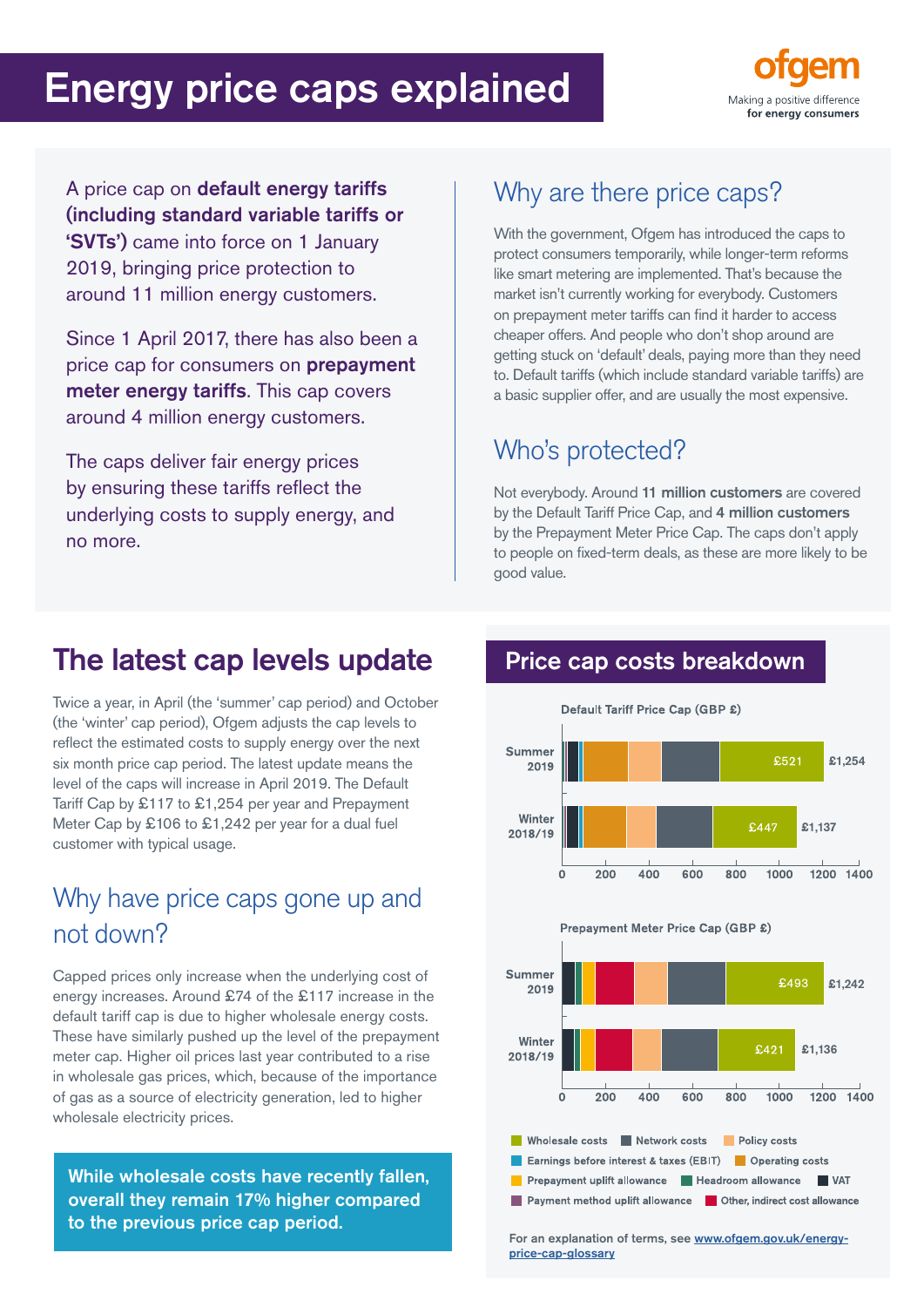# Energy price caps explained

**ofgem**
Making a positive difference
**for energy consumers**

A price cap on **default energy tariffs (including standard variable tariffs or 'SVTs')** came into force on 1 January 2019, bringing price protection to around 11 million energy customers.

Since 1 April 2017, there has also been a price cap for consumers on **prepayment meter energy tariffs**. This cap covers around 4 million energy customers.

The caps deliver fair energy prices by ensuring these tariffs reflect the underlying costs to supply energy, and no more.

## Why are there price caps?

With the government, Ofgem has introduced the caps to protect consumers temporarily, while longer-term reforms like smart metering are implemented. That's because the market isn't currently working for everybody. Customers on prepayment meter tariffs can find it harder to access cheaper offers. And people who don't shop around are getting stuck on 'default' deals, paying more than they need to. Default tariffs (which include standard variable tariffs) are a basic supplier offer, and are usually the most expensive.

## Who's protected?

Not everybody. Around **11 million customers** are covered by the Default Tariff Price Cap, and **4 million customers** by the Prepayment Meter Price Cap. The caps don't apply to people on fixed-term deals, as these are more likely to be good value.

## The latest cap levels update

Twice a year, in April (the 'summer' cap period) and October (the 'winter' cap period), Ofgem adjusts the cap levels to reflect the estimated costs to supply energy over the next six month price cap period. The latest update means the level of the caps will increase in April 2019. The Default Tariff Cap by £117 to £1,254 per year and Prepayment Meter Cap by £106 to £1,242 per year for a dual fuel customer with typical usage.

## Why have price caps gone up and not down?

Capped prices only increase when the underlying cost of energy increases. Around £74 of the £117 increase in the default tariff cap is due to higher wholesale energy costs. These have similarly pushed up the level of the prepayment meter cap. Higher oil prices last year contributed to a rise in wholesale gas prices, which, because of the importance of gas as a source of electricity generation, led to higher wholesale electricity prices.

**While wholesale costs have recently fallen, overall they remain 17% higher compared to the previous price cap period.**

## Price cap costs breakdown

**Default Tariff Price Cap (GBP £)**

| Period | Wholesale costs | Total |
|---|---|---|
| Summer 2019 | £521 | £1,254 |
| Winter 2018/19 | £447 | £1,137 |

**Prepayment Meter Price Cap (GBP £)**

| Period | Wholesale costs | Total |
|---|---|---|
| Summer 2019 | £493 | £1,242 |
| Winter 2018/19 | £421 | £1,136 |

Key: Wholesale costs; Network costs; Policy costs; Earnings before interest & taxes (EBIT); Operating costs; Prepayment uplift allowance; Headroom allowance; VAT; Payment method uplift allowance; Other, indirect cost allowance

For an explanation of terms, see www.ofgem.gov.uk/energy-price-cap-glossary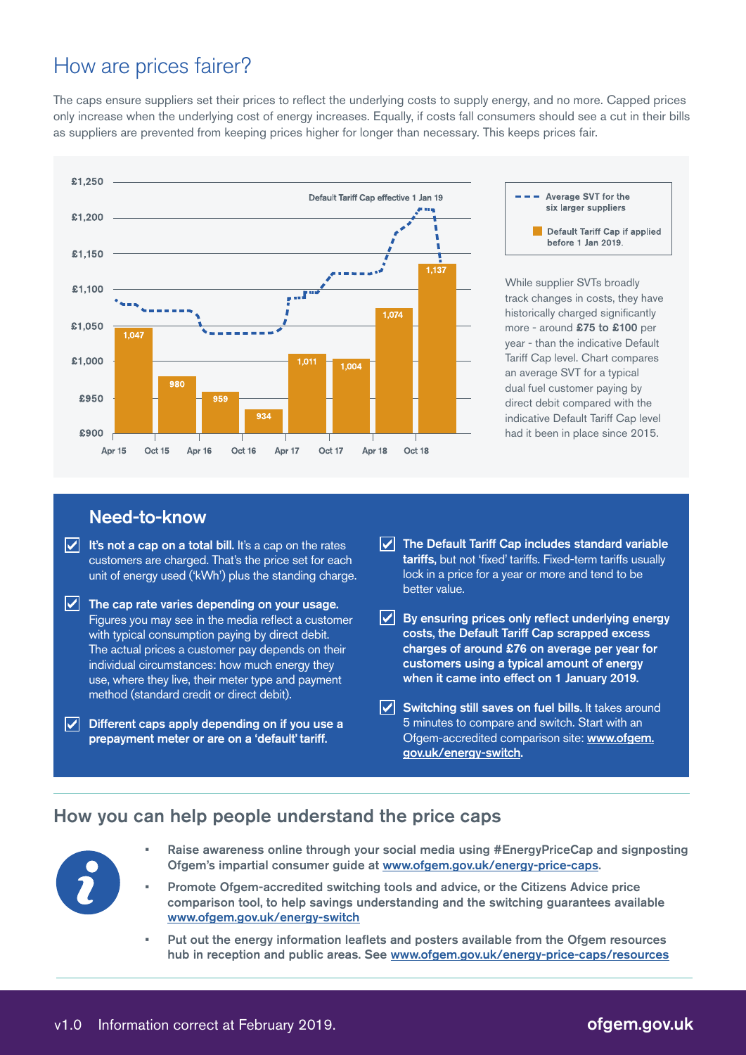## How are prices fairer?

The caps ensure suppliers set their prices to reflect the underlying costs to supply energy, and no more. Capped prices only increase when the underlying cost of energy increases. Equally, if costs fall consumers should see a cut in their bills as suppliers are prevented from keeping prices higher for longer than necessary. This keeps prices fair.

£1,250
£1,200
£1,150
£1,100
£1,050
£1,000
£950
£900

Default Tariff Cap effective 1 Jan 19

1,047
980
959
934
1,011
1,004
1,074
1,137

Apr 15
Oct 15
Apr 16
Oct 16
Apr 17
Oct 17
Apr 18
Oct 18

Average SVT for the six larger suppliers

Default Tariff Cap if applied before 1 Jan 2019.

While supplier SVTs broadly track changes in costs, they have historically charged significantly more - around **£75 to £100** per year - than the indicative Default Tariff Cap level. Chart compares an average SVT for a typical dual fuel customer paying by direct debit compared with the indicative Default Tariff Cap level had it been in place since 2015.

## Need-to-know

- **It's not a cap on a total bill.** It's a cap on the rates customers are charged. That's the price set for each unit of energy used ('kWh') plus the standing charge.
- **The cap rate varies depending on your usage.** Figures you may see in the media reflect a customer with typical consumption paying by direct debit. The actual prices a customer pay depends on their individual circumstances: how much energy they use, where they live, their meter type and payment method (standard credit or direct debit).
- **Different caps apply depending on if you use a prepayment meter or are on a 'default' tariff.**
- **The Default Tariff Cap includes standard variable tariffs,** but not 'fixed' tariffs. Fixed-term tariffs usually lock in a price for a year or more and tend to be better value.
- **By ensuring prices only reflect underlying energy costs, the Default Tariff Cap scrapped excess charges of around £76 on average per year for customers using a typical amount of energy when it came into effect on 1 January 2019.**
- **Switching still saves on fuel bills.** It takes around 5 minutes to compare and switch. Start with an Ofgem-accredited comparison site: **www.ofgem.gov.uk/energy-switch**.

## How you can help people understand the price caps

- Raise awareness online through your social media using #EnergyPriceCap and signposting Ofgem's impartial consumer guide at www.ofgem.gov.uk/energy-price-caps.
- Promote Ofgem-accredited switching tools and advice, or the Citizens Advice price comparison tool, to help savings understanding and the switching guarantees available www.ofgem.gov.uk/energy-switch
- Put out the energy information leaflets and posters available from the Ofgem resources hub in reception and public areas. See www.ofgem.gov.uk/energy-price-caps/resources

v1.0 Information correct at February 2019.

**ofgem.gov.uk**